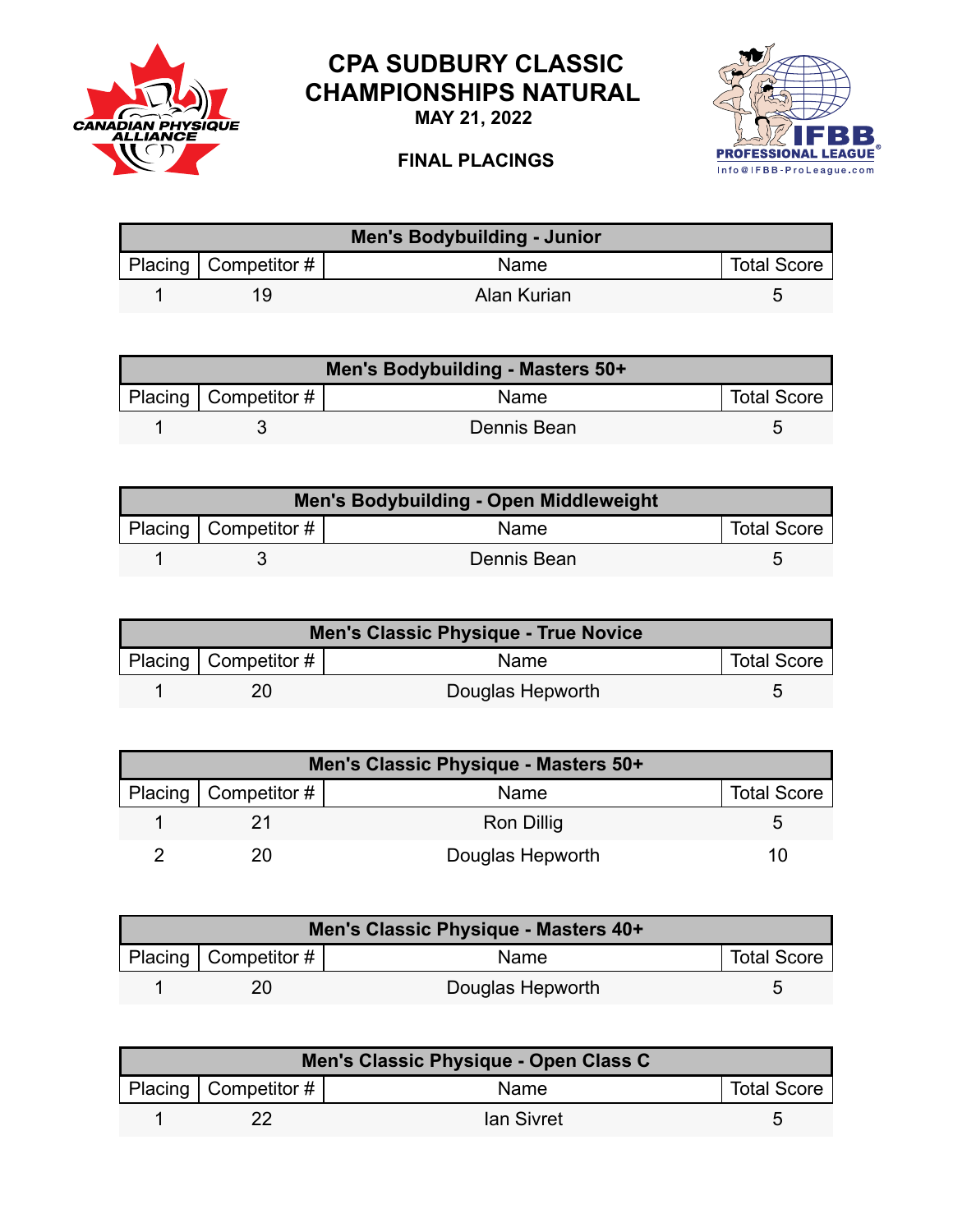# CPA SUDBURY CLASSIC CHAMPIONSHIPS NATURAL

**MAY 21, 2022**

**FINAL PLACINGS**

| Men's Bodybuilding - Junior | | | |
|---|---|---|---|
| Placing | Competitor # | Name | Total Score |
| 1 | 19 | Alan Kurian | 5 |

| Men's Bodybuilding - Masters 50+ | | | |
|---|---|---|---|
| Placing | Competitor # | Name | Total Score |
| 1 | 3 | Dennis Bean | 5 |

| Men's Bodybuilding - Open Middleweight | | | |
|---|---|---|---|
| Placing | Competitor # | Name | Total Score |
| 1 | 3 | Dennis Bean | 5 |

| Men's Classic Physique - True Novice | | | |
|---|---|---|---|
| Placing | Competitor # | Name | Total Score |
| 1 | 20 | Douglas Hepworth | 5 |

| Men's Classic Physique - Masters 50+ | | | |
|---|---|---|---|
| Placing | Competitor # | Name | Total Score |
| 1 | 21 | Ron Dillig | 5 |
| 2 | 20 | Douglas Hepworth | 10 |

| Men's Classic Physique - Masters 40+ | | | |
|---|---|---|---|
| Placing | Competitor # | Name | Total Score |
| 1 | 20 | Douglas Hepworth | 5 |

| Men's Classic Physique - Open Class C | | | |
|---|---|---|---|
| Placing | Competitor # | Name | Total Score |
| 1 | 22 | Ian Sivret | 5 |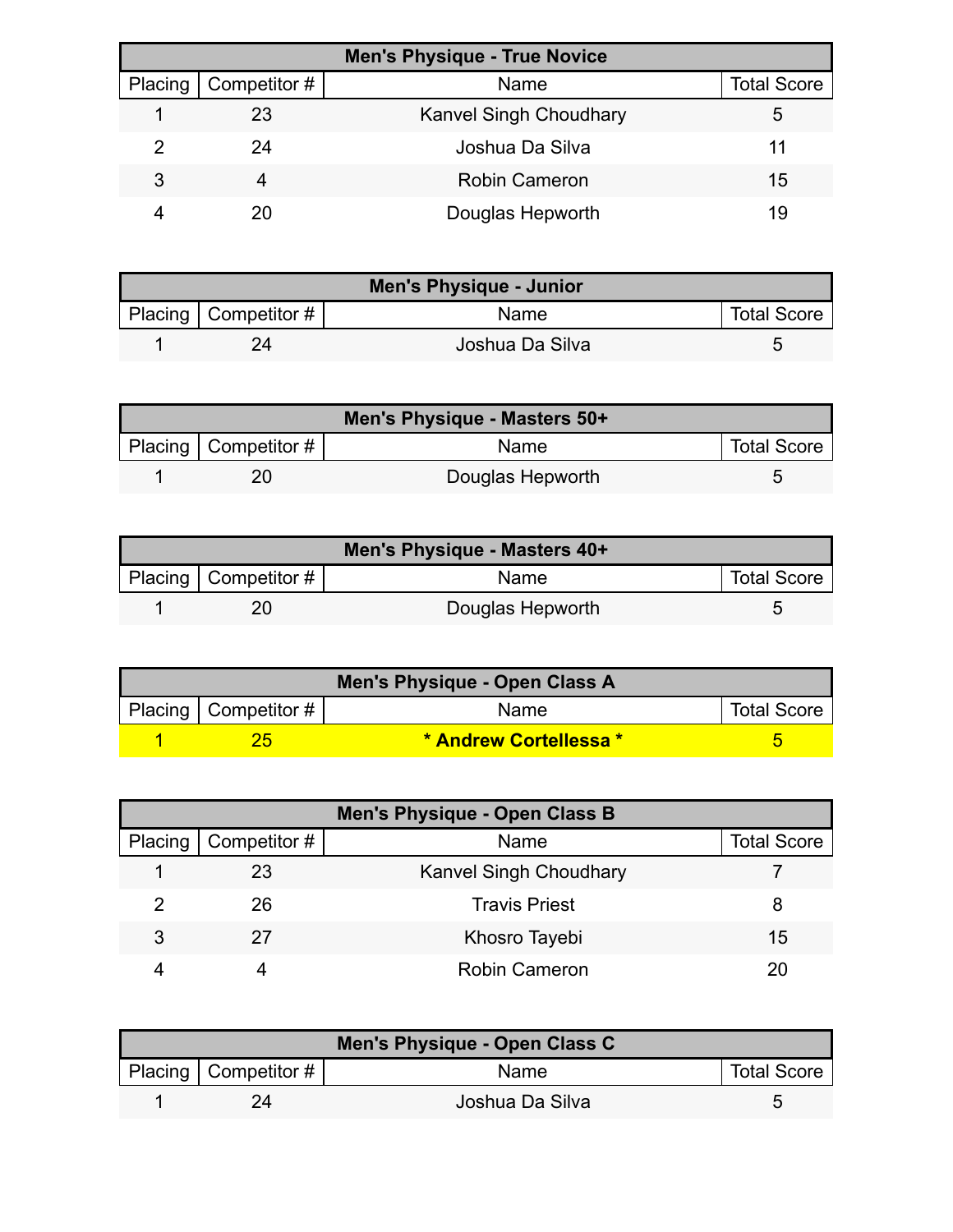| Men's Physique - True Novice | | | |
|---|---|---|---|
| Placing | Competitor # | Name | Total Score |
| 1 | 23 | Kanvel Singh Choudhary | 5 |
| 2 | 24 | Joshua Da Silva | 11 |
| 3 | 4 | Robin Cameron | 15 |
| 4 | 20 | Douglas Hepworth | 19 |

| Men's Physique - Junior | | | |
|---|---|---|---|
| Placing | Competitor # | Name | Total Score |
| 1 | 24 | Joshua Da Silva | 5 |

| Men's Physique - Masters 50+ | | | |
|---|---|---|---|
| Placing | Competitor # | Name | Total Score |
| 1 | 20 | Douglas Hepworth | 5 |

| Men's Physique - Masters 40+ | | | |
|---|---|---|---|
| Placing | Competitor # | Name | Total Score |
| 1 | 20 | Douglas Hepworth | 5 |

| Men's Physique - Open Class A | | | |
|---|---|---|---|
| Placing | Competitor # | Name | Total Score |
| **1** | **25** | *** Andrew Cortellessa *** | **5** |

| Men's Physique - Open Class B | | | |
|---|---|---|---|
| Placing | Competitor # | Name | Total Score |
| 1 | 23 | Kanvel Singh Choudhary | 7 |
| 2 | 26 | Travis Priest | 8 |
| 3 | 27 | Khosro Tayebi | 15 |
| 4 | 4 | Robin Cameron | 20 |

| Men's Physique - Open Class C | | | |
|---|---|---|---|
| Placing | Competitor # | Name | Total Score |
| 1 | 24 | Joshua Da Silva | 5 |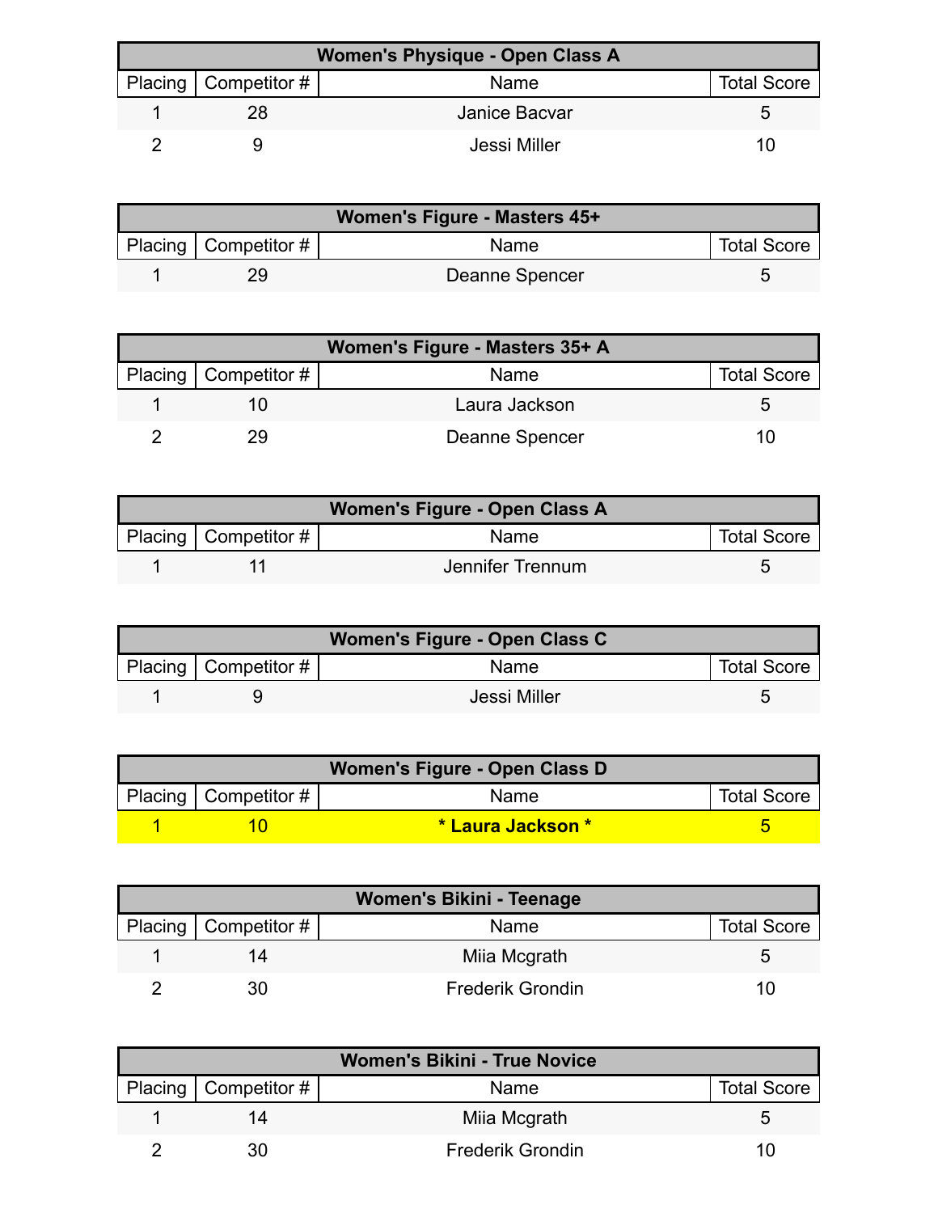| Women's Physique - Open Class A | | | |
|---|---|---|---|
| Placing | Competitor # | Name | Total Score |
| 1 | 28 | Janice Bacvar | 5 |
| 2 | 9 | Jessi Miller | 10 |

| Women's Figure - Masters 45+ | | | |
|---|---|---|---|
| Placing | Competitor # | Name | Total Score |
| 1 | 29 | Deanne Spencer | 5 |

| Women's Figure - Masters 35+ A | | | |
|---|---|---|---|
| Placing | Competitor # | Name | Total Score |
| 1 | 10 | Laura Jackson | 5 |
| 2 | 29 | Deanne Spencer | 10 |

| Women's Figure - Open Class A | | | |
|---|---|---|---|
| Placing | Competitor # | Name | Total Score |
| 1 | 11 | Jennifer Trennum | 5 |

| Women's Figure - Open Class C | | | |
|---|---|---|---|
| Placing | Competitor # | Name | Total Score |
| 1 | 9 | Jessi Miller | 5 |

| Women's Figure - Open Class D | | | |
|---|---|---|---|
| Placing | Competitor # | Name | Total Score |
| 1 | 10 | **\* Laura Jackson \*** | 5 |

| Women's Bikini - Teenage | | | |
|---|---|---|---|
| Placing | Competitor # | Name | Total Score |
| 1 | 14 | Miia Mcgrath | 5 |
| 2 | 30 | Frederik Grondin | 10 |

| Women's Bikini - True Novice | | | |
|---|---|---|---|
| Placing | Competitor # | Name | Total Score |
| 1 | 14 | Miia Mcgrath | 5 |
| 2 | 30 | Frederik Grondin | 10 |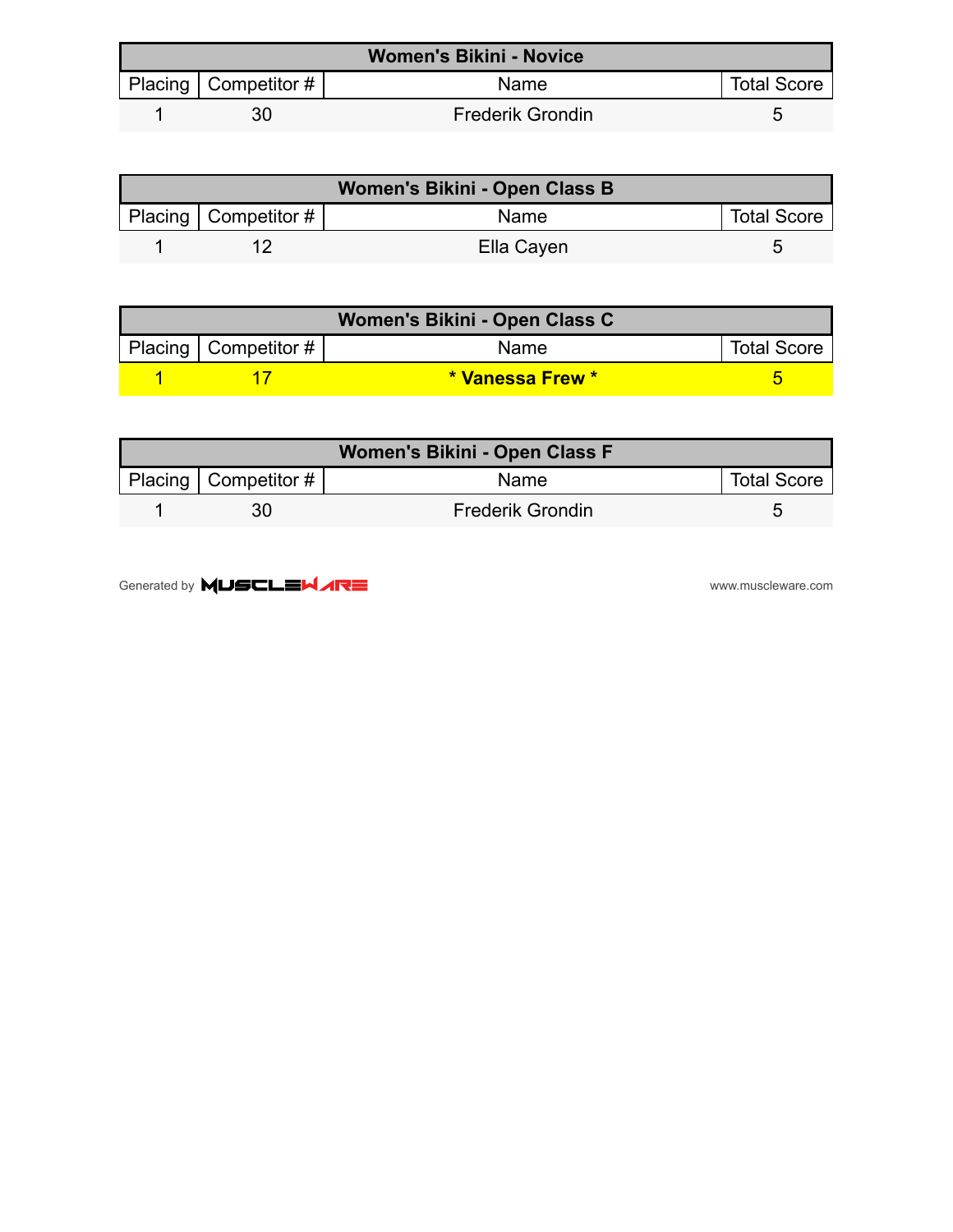| Women's Bikini - Novice | | | |
|---|---|---|---|
| Placing | Competitor # | Name | Total Score |
| 1 | 30 | Frederik Grondin | 5 |

| Women's Bikini - Open Class B | | | |
|---|---|---|---|
| Placing | Competitor # | Name | Total Score |
| 1 | 12 | Ella Cayen | 5 |

| Women's Bikini - Open Class C | | | |
|---|---|---|---|
| Placing | Competitor # | Name | Total Score |
| 1 | 17 | **\* Vanessa Frew \*** | 5 |

| Women's Bikini - Open Class F | | | |
|---|---|---|---|
| Placing | Competitor # | Name | Total Score |
| 1 | 30 | Frederik Grondin | 5 |

Generated by MUSCLEWARE www.muscleware.com